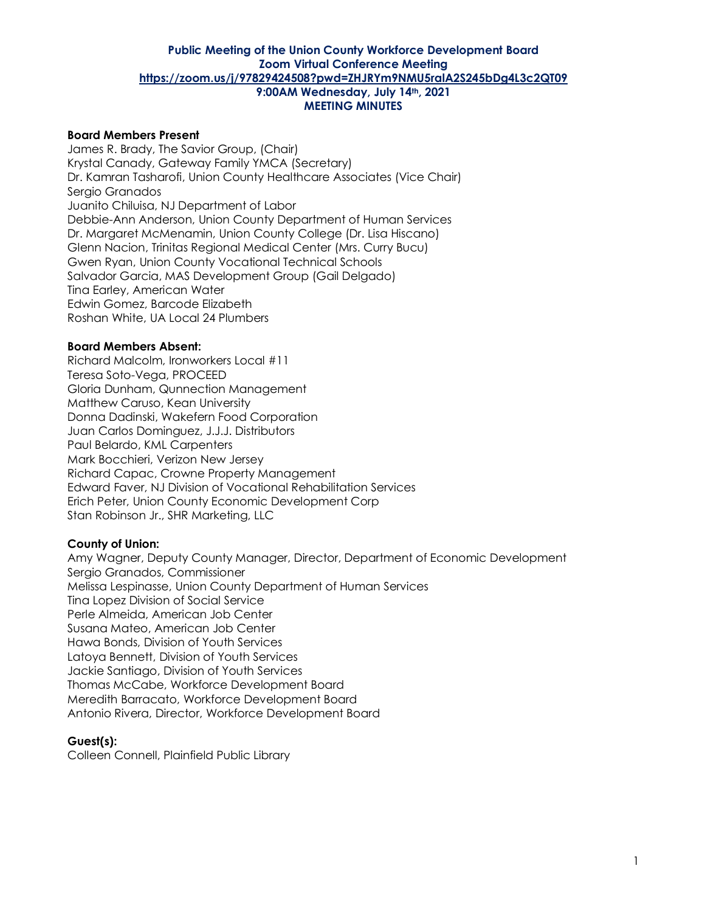**Public Meeting of the Union County Workforce Development Board**
**Zoom Virtual Conference Meeting**
**https://zoom.us/j/97829424508?pwd=ZHJRYm9NMU5ralA2S245bDg4L3c2QT09**
**9:00AM Wednesday, July 14th, 2021**
**MEETING MINUTES**

**Board Members Present**

James R. Brady, The Savior Group, (Chair)
Krystal Canady, Gateway Family YMCA (Secretary)
Dr. Kamran Tasharofi, Union County Healthcare Associates (Vice Chair)
Sergio Granados
Juanito Chiluisa, NJ Department of Labor
Debbie-Ann Anderson, Union County Department of Human Services
Dr. Margaret McMenamin, Union County College (Dr. Lisa Hiscano)
Glenn Nacion, Trinitas Regional Medical Center (Mrs. Curry Bucu)
Gwen Ryan, Union County Vocational Technical Schools
Salvador Garcia, MAS Development Group (Gail Delgado)
Tina Earley, American Water
Edwin Gomez, Barcode Elizabeth
Roshan White, UA Local 24 Plumbers

**Board Members Absent:**

Richard Malcolm, Ironworkers Local #11
Teresa Soto-Vega, PROCEED
Gloria Dunham, Qunnection Management
Matthew Caruso, Kean University
Donna Dadinski, Wakefern Food Corporation
Juan Carlos Dominguez, J.J.J. Distributors
Paul Belardo, KML Carpenters
Mark Bocchieri, Verizon New Jersey
Richard Capac, Crowne Property Management
Edward Faver, NJ Division of Vocational Rehabilitation Services
Erich Peter, Union County Economic Development Corp
Stan Robinson Jr., SHR Marketing, LLC

**County of Union:**

Amy Wagner, Deputy County Manager, Director, Department of Economic Development
Sergio Granados, Commissioner
Melissa Lespinasse, Union County Department of Human Services
Tina Lopez Division of Social Service
Perle Almeida, American Job Center
Susana Mateo, American Job Center
Hawa Bonds, Division of Youth Services
Latoya Bennett, Division of Youth Services
Jackie Santiago, Division of Youth Services
Thomas McCabe, Workforce Development Board
Meredith Barracato, Workforce Development Board
Antonio Rivera, Director, Workforce Development Board

**Guest(s):**

Colleen Connell, Plainfield Public Library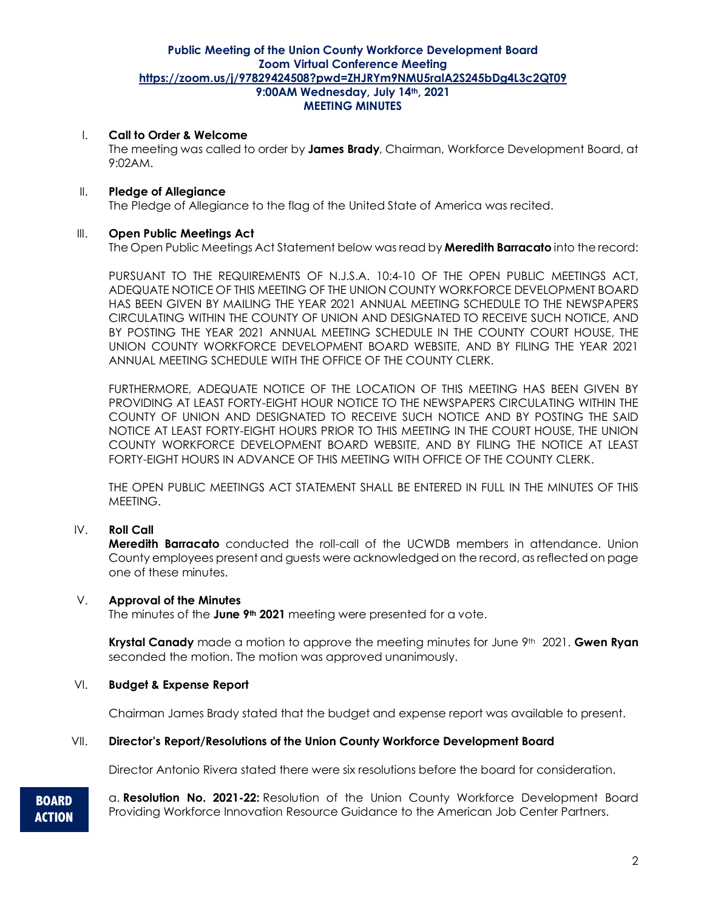**Public Meeting of the Union County Workforce Development Board**
**Zoom Virtual Conference Meeting**
**https://zoom.us/j/97829424508?pwd=ZHJRYm9NMU5ralA2S245bDg4L3c2QT09**
**9:00AM Wednesday, July 14th, 2021**
**MEETING MINUTES**

I. **Call to Order & Welcome**
The meeting was called to order by **James Brady**, Chairman, Workforce Development Board, at 9:02AM.

II. **Pledge of Allegiance**
The Pledge of Allegiance to the flag of the United State of America was recited.

III. **Open Public Meetings Act**
The Open Public Meetings Act Statement below was read by **Meredith Barracato** into the record:

PURSUANT TO THE REQUIREMENTS OF N.J.S.A. 10:4-10 OF THE OPEN PUBLIC MEETINGS ACT, ADEQUATE NOTICE OF THIS MEETING OF THE UNION COUNTY WORKFORCE DEVELOPMENT BOARD HAS BEEN GIVEN BY MAILING THE YEAR 2021 ANNUAL MEETING SCHEDULE TO THE NEWSPAPERS CIRCULATING WITHIN THE COUNTY OF UNION AND DESIGNATED TO RECEIVE SUCH NOTICE, AND BY POSTING THE YEAR 2021 ANNUAL MEETING SCHEDULE IN THE COUNTY COURT HOUSE, THE UNION COUNTY WORKFORCE DEVELOPMENT BOARD WEBSITE, AND BY FILING THE YEAR 2021 ANNUAL MEETING SCHEDULE WITH THE OFFICE OF THE COUNTY CLERK.

FURTHERMORE, ADEQUATE NOTICE OF THE LOCATION OF THIS MEETING HAS BEEN GIVEN BY PROVIDING AT LEAST FORTY-EIGHT HOUR NOTICE TO THE NEWSPAPERS CIRCULATING WITHIN THE COUNTY OF UNION AND DESIGNATED TO RECEIVE SUCH NOTICE AND BY POSTING THE SAID NOTICE AT LEAST FORTY-EIGHT HOURS PRIOR TO THIS MEETING IN THE COURT HOUSE, THE UNION COUNTY WORKFORCE DEVELOPMENT BOARD WEBSITE, AND BY FILING THE NOTICE AT LEAST FORTY-EIGHT HOURS IN ADVANCE OF THIS MEETING WITH OFFICE OF THE COUNTY CLERK.

THE OPEN PUBLIC MEETINGS ACT STATEMENT SHALL BE ENTERED IN FULL IN THE MINUTES OF THIS MEETING.

IV. **Roll Call**
**Meredith Barracato** conducted the roll-call of the UCWDB members in attendance. Union County employees present and guests were acknowledged on the record, as reflected on page one of these minutes.

V. **Approval of the Minutes**
The minutes of the **June 9th 2021** meeting were presented for a vote.

**Krystal Canady** made a motion to approve the meeting minutes for June 9th 2021. **Gwen Ryan** seconded the motion. The motion was approved unanimously.

VI. **Budget & Expense Report**

Chairman James Brady stated that the budget and expense report was available to present.

VII. **Director's Report/Resolutions of the Union County Workforce Development Board**

Director Antonio Rivera stated there were six resolutions before the board for consideration.

**BOARD ACTION**

a. **Resolution No. 2021-22:** Resolution of the Union County Workforce Development Board Providing Workforce Innovation Resource Guidance to the American Job Center Partners.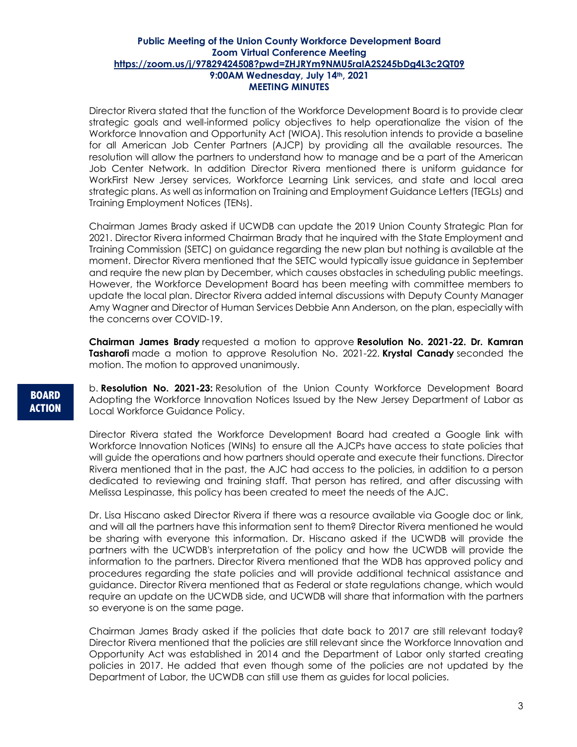**Public Meeting of the Union County Workforce Development Board**
**Zoom Virtual Conference Meeting**
**https://zoom.us/j/97829424508?pwd=ZHJRYm9NMU5ralA2S245bDg4L3c2QT09**
**9:00AM Wednesday, July 14th, 2021**
**MEETING MINUTES**

Director Rivera stated that the function of the Workforce Development Board is to provide clear strategic goals and well-informed policy objectives to help operationalize the vision of the Workforce Innovation and Opportunity Act (WIOA). This resolution intends to provide a baseline for all American Job Center Partners (AJCP) by providing all the available resources. The resolution will allow the partners to understand how to manage and be a part of the American Job Center Network. In addition Director Rivera mentioned there is uniform guidance for WorkFirst New Jersey services, Workforce Learning Link services, and state and local area strategic plans. As well as information on Training and Employment Guidance Letters (TEGLs) and Training Employment Notices (TENs).

Chairman James Brady asked if UCWDB can update the 2019 Union County Strategic Plan for 2021. Director Rivera informed Chairman Brady that he inquired with the State Employment and Training Commission (SETC) on guidance regarding the new plan but nothing is available at the moment. Director Rivera mentioned that the SETC would typically issue guidance in September and require the new plan by December, which causes obstacles in scheduling public meetings. However, the Workforce Development Board has been meeting with committee members to update the local plan. Director Rivera added internal discussions with Deputy County Manager Amy Wagner and Director of Human Services Debbie Ann Anderson, on the plan, especially with the concerns over COVID-19.

**Chairman James Brady** requested a motion to approve **Resolution No. 2021-22. Dr. Kamran Tasharofi** made a motion to approve Resolution No. 2021-22. **Krystal Canady** seconded the motion. The motion to approved unanimously.

**BOARD ACTION**

b. **Resolution No. 2021-23:** Resolution of the Union County Workforce Development Board Adopting the Workforce Innovation Notices Issued by the New Jersey Department of Labor as Local Workforce Guidance Policy.

Director Rivera stated the Workforce Development Board had created a Google link with Workforce Innovation Notices (WINs) to ensure all the AJCPs have access to state policies that will guide the operations and how partners should operate and execute their functions. Director Rivera mentioned that in the past, the AJC had access to the policies, in addition to a person dedicated to reviewing and training staff. That person has retired, and after discussing with Melissa Lespinasse, this policy has been created to meet the needs of the AJC.

Dr. Lisa Hiscano asked Director Rivera if there was a resource available via Google doc or link, and will all the partners have this information sent to them? Director Rivera mentioned he would be sharing with everyone this information. Dr. Hiscano asked if the UCWDB will provide the partners with the UCWDB's interpretation of the policy and how the UCWDB will provide the information to the partners. Director Rivera mentioned that the WDB has approved policy and procedures regarding the state policies and will provide additional technical assistance and guidance. Director Rivera mentioned that as Federal or state regulations change, which would require an update on the UCWDB side, and UCWDB will share that information with the partners so everyone is on the same page.

Chairman James Brady asked if the policies that date back to 2017 are still relevant today? Director Rivera mentioned that the policies are still relevant since the Workforce Innovation and Opportunity Act was established in 2014 and the Department of Labor only started creating policies in 2017. He added that even though some of the policies are not updated by the Department of Labor, the UCWDB can still use them as guides for local policies.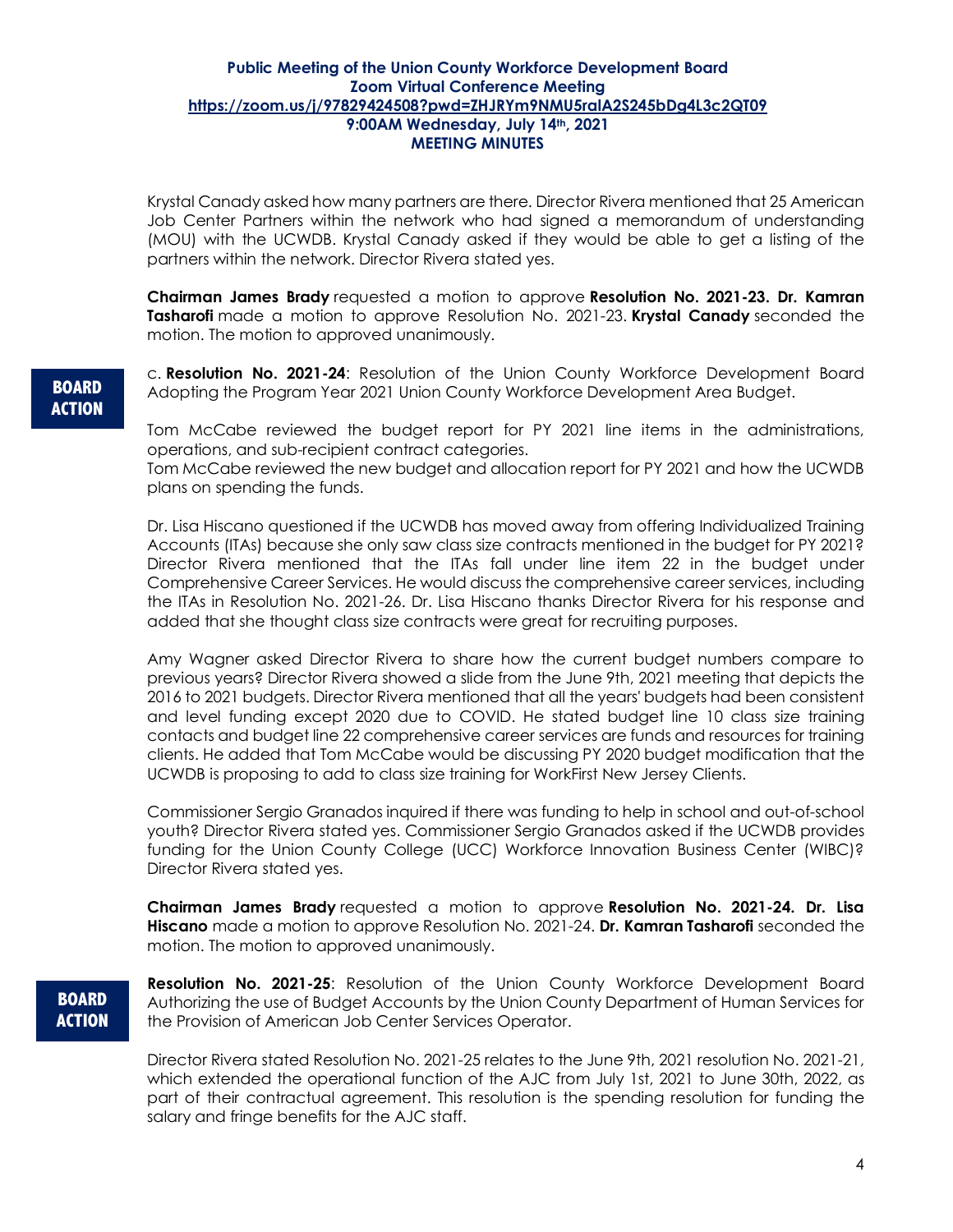Krystal Canady asked how many partners are there. Director Rivera mentioned that 25 American Job Center Partners within the network who had signed a memorandum of understanding (MOU) with the UCWDB. Krystal Canady asked if they would be able to get a listing of the partners within the network. Director Rivera stated yes.

**Chairman James Brady** requested a motion to approve **Resolution No. 2021-23. Dr. Kamran Tasharofi** made a motion to approve Resolution No. 2021-23. **Krystal Canady** seconded the motion. The motion to approved unanimously.

**BOARD ACTION**

c. **Resolution No. 2021-24**: Resolution of the Union County Workforce Development Board Adopting the Program Year 2021 Union County Workforce Development Area Budget.

Tom McCabe reviewed the budget report for PY 2021 line items in the administrations, operations, and sub-recipient contract categories.
Tom McCabe reviewed the new budget and allocation report for PY 2021 and how the UCWDB plans on spending the funds.

Dr. Lisa Hiscano questioned if the UCWDB has moved away from offering Individualized Training Accounts (ITAs) because she only saw class size contracts mentioned in the budget for PY 2021? Director Rivera mentioned that the ITAs fall under line item 22 in the budget under Comprehensive Career Services. He would discuss the comprehensive career services, including the ITAs in Resolution No. 2021-26. Dr. Lisa Hiscano thanks Director Rivera for his response and added that she thought class size contracts were great for recruiting purposes.

Amy Wagner asked Director Rivera to share how the current budget numbers compare to previous years? Director Rivera showed a slide from the June 9th, 2021 meeting that depicts the 2016 to 2021 budgets. Director Rivera mentioned that all the years' budgets had been consistent and level funding except 2020 due to COVID. He stated budget line 10 class size training contacts and budget line 22 comprehensive career services are funds and resources for training clients. He added that Tom McCabe would be discussing PY 2020 budget modification that the UCWDB is proposing to add to class size training for WorkFirst New Jersey Clients.

Commissioner Sergio Granados inquired if there was funding to help in school and out-of-school youth? Director Rivera stated yes. Commissioner Sergio Granados asked if the UCWDB provides funding for the Union County College (UCC) Workforce Innovation Business Center (WIBC)? Director Rivera stated yes.

**Chairman James Brady** requested a motion to approve **Resolution No. 2021-24. Dr. Lisa Hiscano** made a motion to approve Resolution No. 2021-24. **Dr. Kamran Tasharofi** seconded the motion. The motion to approved unanimously.

**BOARD ACTION**

**Resolution No. 2021-25**: Resolution of the Union County Workforce Development Board Authorizing the use of Budget Accounts by the Union County Department of Human Services for the Provision of American Job Center Services Operator.

Director Rivera stated Resolution No. 2021-25 relates to the June 9th, 2021 resolution No. 2021-21, which extended the operational function of the AJC from July 1st, 2021 to June 30th, 2022, as part of their contractual agreement. This resolution is the spending resolution for funding the salary and fringe benefits for the AJC staff.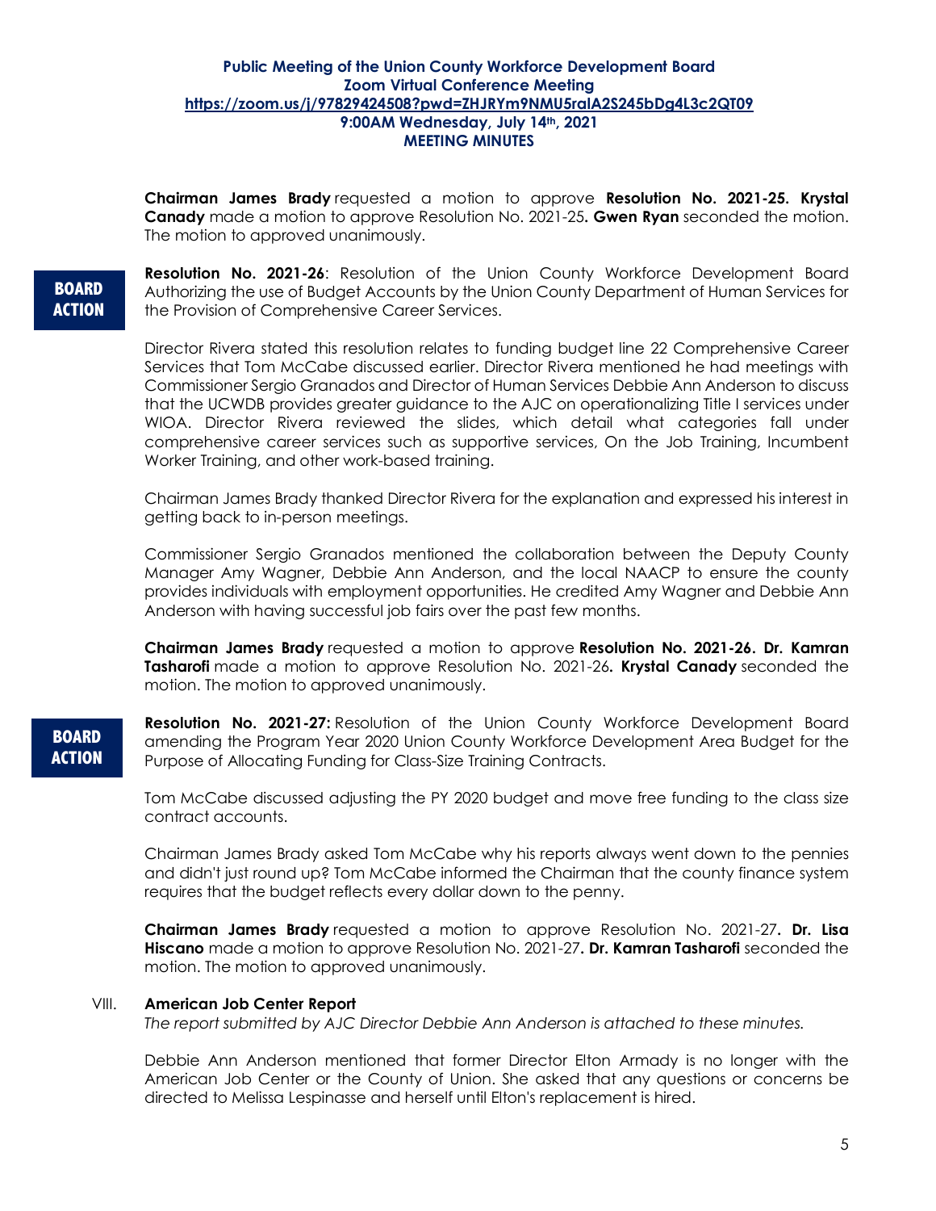**Public Meeting of the Union County Workforce Development Board**
**Zoom Virtual Conference Meeting**
**https://zoom.us/j/97829424508?pwd=ZHJRYm9NMU5ralA2S245bDg4L3c2QT09**
**9:00AM Wednesday, July 14th, 2021**
**MEETING MINUTES**

**Chairman James Brady** requested a motion to approve **Resolution No. 2021-25. Krystal Canady** made a motion to approve Resolution No. 2021-25**. Gwen Ryan** seconded the motion. The motion to approved unanimously.

**BOARD ACTION**

**Resolution No. 2021-26**: Resolution of the Union County Workforce Development Board Authorizing the use of Budget Accounts by the Union County Department of Human Services for the Provision of Comprehensive Career Services.

Director Rivera stated this resolution relates to funding budget line 22 Comprehensive Career Services that Tom McCabe discussed earlier. Director Rivera mentioned he had meetings with Commissioner Sergio Granados and Director of Human Services Debbie Ann Anderson to discuss that the UCWDB provides greater guidance to the AJC on operationalizing Title I services under WIOA. Director Rivera reviewed the slides, which detail what categories fall under comprehensive career services such as supportive services, On the Job Training, Incumbent Worker Training, and other work-based training.

Chairman James Brady thanked Director Rivera for the explanation and expressed his interest in getting back to in-person meetings.

Commissioner Sergio Granados mentioned the collaboration between the Deputy County Manager Amy Wagner, Debbie Ann Anderson, and the local NAACP to ensure the county provides individuals with employment opportunities. He credited Amy Wagner and Debbie Ann Anderson with having successful job fairs over the past few months.

**Chairman James Brady** requested a motion to approve **Resolution No. 2021-26. Dr. Kamran Tasharofi** made a motion to approve Resolution No. 2021-26**. Krystal Canady** seconded the motion. The motion to approved unanimously.

**BOARD ACTION**

**Resolution No. 2021-27:** Resolution of the Union County Workforce Development Board amending the Program Year 2020 Union County Workforce Development Area Budget for the Purpose of Allocating Funding for Class-Size Training Contracts.

Tom McCabe discussed adjusting the PY 2020 budget and move free funding to the class size contract accounts.

Chairman James Brady asked Tom McCabe why his reports always went down to the pennies and didn't just round up? Tom McCabe informed the Chairman that the county finance system requires that the budget reflects every dollar down to the penny.

**Chairman James Brady** requested a motion to approve Resolution No. 2021-27**. Dr. Lisa Hiscano** made a motion to approve Resolution No. 2021-27**. Dr. Kamran Tasharofi** seconded the motion. The motion to approved unanimously.

## VIII. American Job Center Report

*The report submitted by AJC Director Debbie Ann Anderson is attached to these minutes.*

Debbie Ann Anderson mentioned that former Director Elton Armady is no longer with the American Job Center or the County of Union. She asked that any questions or concerns be directed to Melissa Lespinasse and herself until Elton's replacement is hired.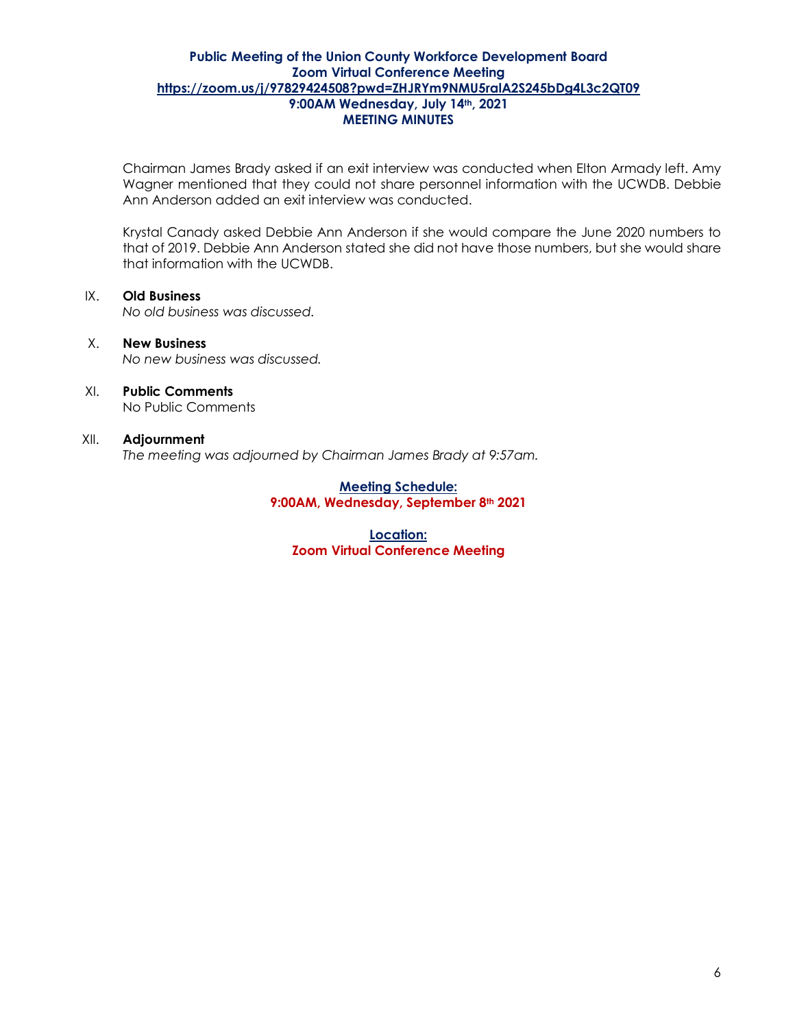**Public Meeting of the Union County Workforce Development Board**
**Zoom Virtual Conference Meeting**
**https://zoom.us/j/97829424508?pwd=ZHJRYm9NMU5ralA2S245bDg4L3c2QT09**
**9:00AM Wednesday, July 14th, 2021**
**MEETING MINUTES**

Chairman James Brady asked if an exit interview was conducted when Elton Armady left. Amy Wagner mentioned that they could not share personnel information with the UCWDB. Debbie Ann Anderson added an exit interview was conducted.

Krystal Canady asked Debbie Ann Anderson if she would compare the June 2020 numbers to that of 2019. Debbie Ann Anderson stated she did not have those numbers, but she would share that information with the UCWDB.

IX. **Old Business**
*No old business was discussed.*

X. **New Business**
*No new business was discussed.*

XI. **Public Comments**
No Public Comments

XII. **Adjournment**
*The meeting was adjourned by Chairman James Brady at 9:57am.*

**Meeting Schedule:**
**9:00AM, Wednesday, September 8th 2021**

**Location:**
**Zoom Virtual Conference Meeting**